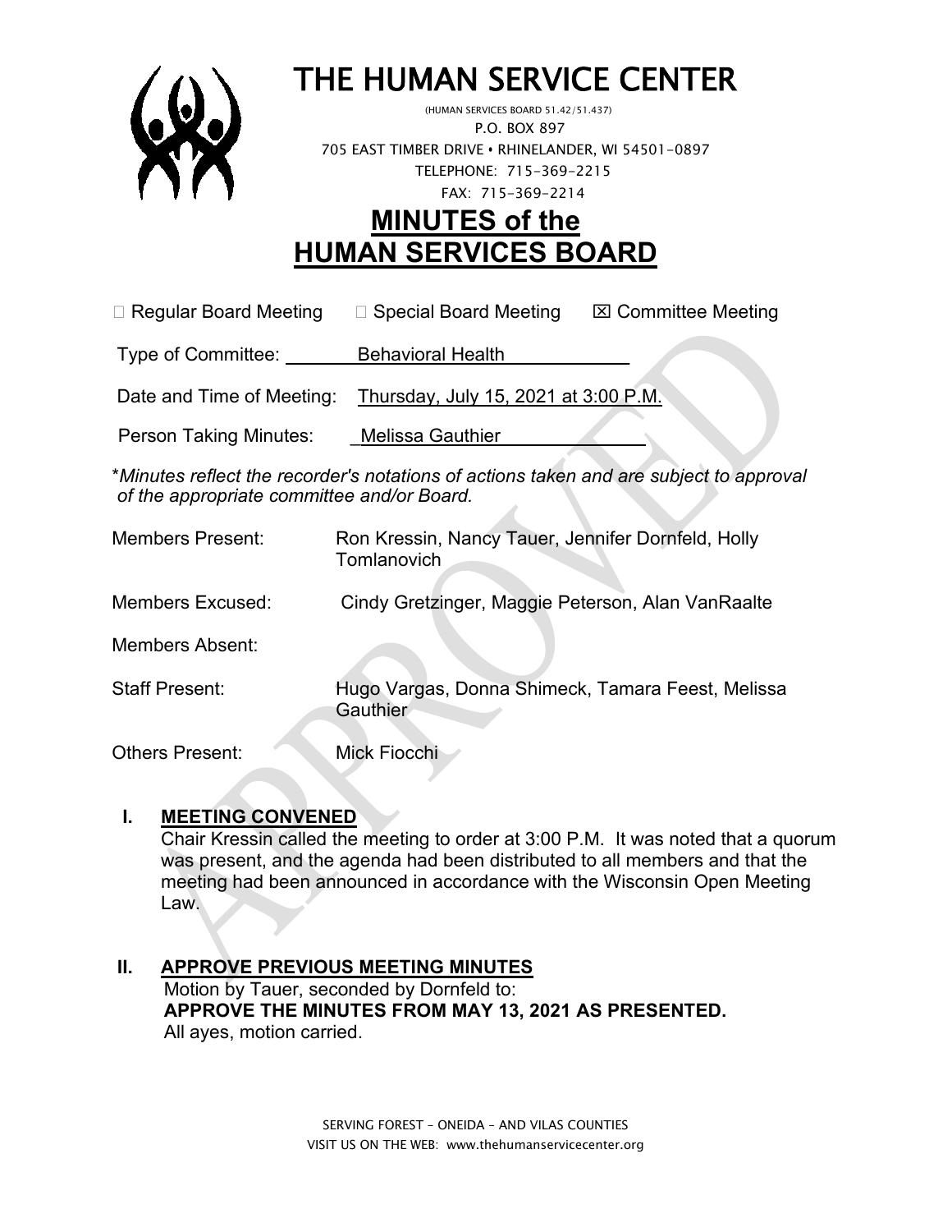# THE HUMAN SERVICE CENTER

(HUMAN SERVICES BOARD 51.42/51.437)
P.O. BOX 897
705 EAST TIMBER DRIVE • RHINELANDER, WI 54501-0897
TELEPHONE: 715-369-2215
FAX: 715-369-2214

# MINUTES of the HUMAN SERVICES BOARD

☐ Regular Board Meeting ☐ Special Board Meeting ☒ Committee Meeting

Type of Committee: Behavioral Health

Date and Time of Meeting: Thursday, July 15, 2021 at 3:00 P.M.

Person Taking Minutes: Melissa Gauthier

\**Minutes reflect the recorder's notations of actions taken and are subject to approval of the appropriate committee and/or Board.*

Members Present: Ron Kressin, Nancy Tauer, Jennifer Dornfeld, Holly Tomlanovich

Members Excused: Cindy Gretzinger, Maggie Peterson, Alan VanRaalte

Members Absent:

Staff Present: Hugo Vargas, Donna Shimeck, Tamara Feest, Melissa Gauthier

Others Present: Mick Fiocchi

## I. MEETING CONVENED

Chair Kressin called the meeting to order at 3:00 P.M. It was noted that a quorum was present, and the agenda had been distributed to all members and that the meeting had been announced in accordance with the Wisconsin Open Meeting Law.

## II. APPROVE PREVIOUS MEETING MINUTES

Motion by Tauer, seconded by Dornfeld to:
**APPROVE THE MINUTES FROM MAY 13, 2021 AS PRESENTED.**
All ayes, motion carried.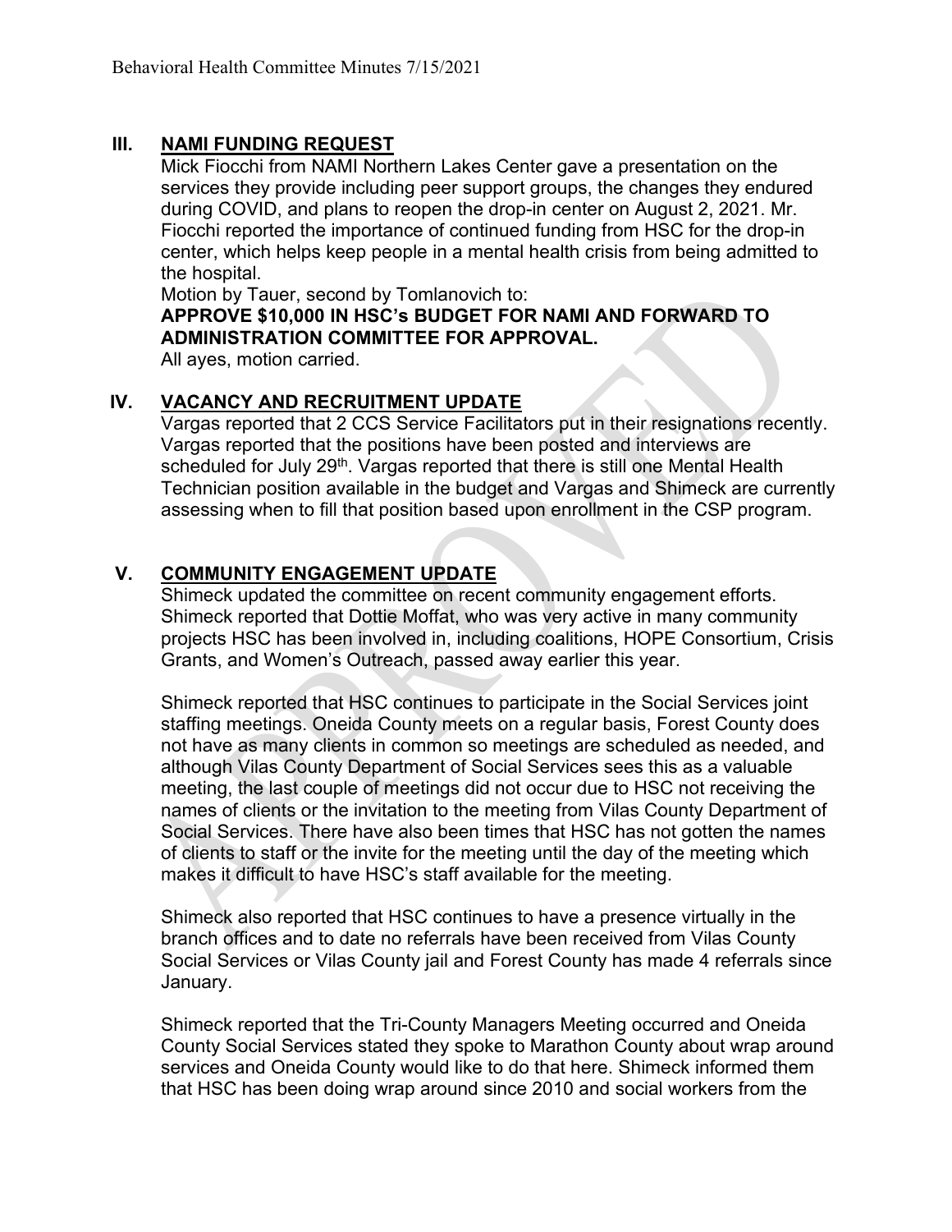## III. NAMI FUNDING REQUEST

Mick Fiocchi from NAMI Northern Lakes Center gave a presentation on the services they provide including peer support groups, the changes they endured during COVID, and plans to reopen the drop-in center on August 2, 2021. Mr. Fiocchi reported the importance of continued funding from HSC for the drop-in center, which helps keep people in a mental health crisis from being admitted to the hospital.

Motion by Tauer, second by Tomlanovich to:

**APPROVE $10,000 IN HSC's BUDGET FOR NAMI AND FORWARD TO ADMINISTRATION COMMITTEE FOR APPROVAL.**

All ayes, motion carried.

## IV. VACANCY AND RECRUITMENT UPDATE

Vargas reported that 2 CCS Service Facilitators put in their resignations recently. Vargas reported that the positions have been posted and interviews are scheduled for July 29th. Vargas reported that there is still one Mental Health Technician position available in the budget and Vargas and Shimeck are currently assessing when to fill that position based upon enrollment in the CSP program.

## V. COMMUNITY ENGAGEMENT UPDATE

Shimeck updated the committee on recent community engagement efforts. Shimeck reported that Dottie Moffat, who was very active in many community projects HSC has been involved in, including coalitions, HOPE Consortium, Crisis Grants, and Women's Outreach, passed away earlier this year.

Shimeck reported that HSC continues to participate in the Social Services joint staffing meetings. Oneida County meets on a regular basis, Forest County does not have as many clients in common so meetings are scheduled as needed, and although Vilas County Department of Social Services sees this as a valuable meeting, the last couple of meetings did not occur due to HSC not receiving the names of clients or the invitation to the meeting from Vilas County Department of Social Services. There have also been times that HSC has not gotten the names of clients to staff or the invite for the meeting until the day of the meeting which makes it difficult to have HSC's staff available for the meeting.

Shimeck also reported that HSC continues to have a presence virtually in the branch offices and to date no referrals have been received from Vilas County Social Services or Vilas County jail and Forest County has made 4 referrals since January.

Shimeck reported that the Tri-County Managers Meeting occurred and Oneida County Social Services stated they spoke to Marathon County about wrap around services and Oneida County would like to do that here. Shimeck informed them that HSC has been doing wrap around since 2010 and social workers from the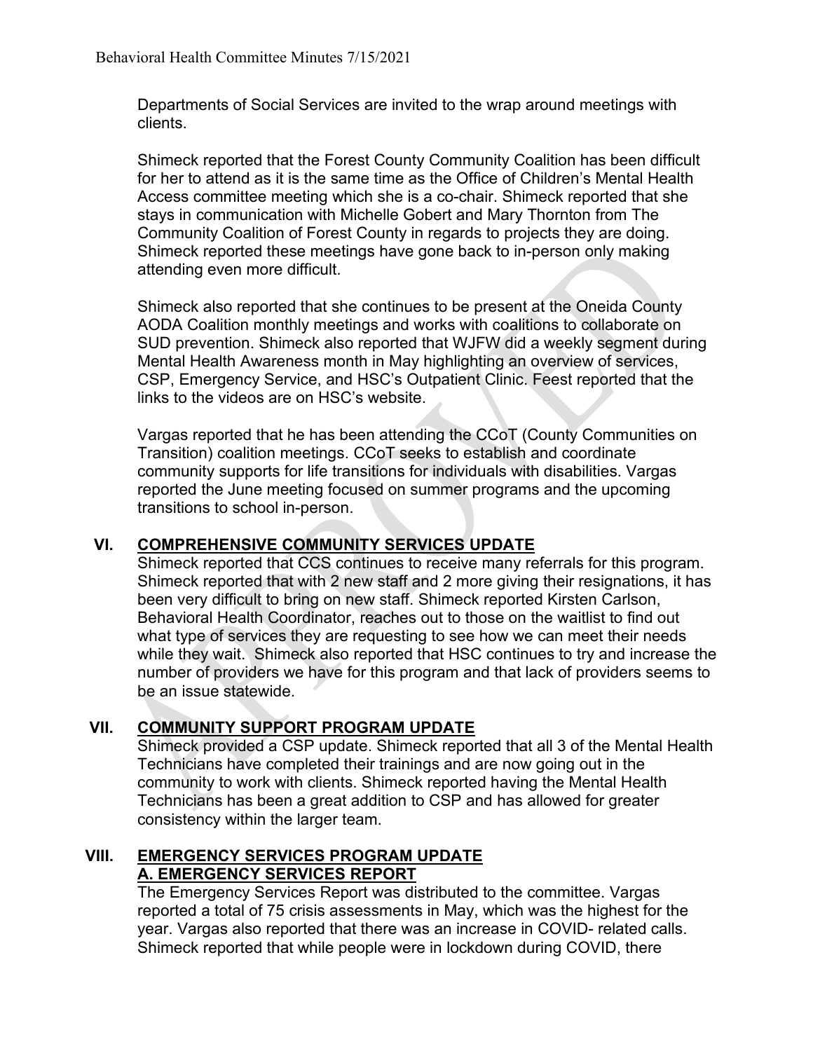Departments of Social Services are invited to the wrap around meetings with clients.

Shimeck reported that the Forest County Community Coalition has been difficult for her to attend as it is the same time as the Office of Children's Mental Health Access committee meeting which she is a co-chair. Shimeck reported that she stays in communication with Michelle Gobert and Mary Thornton from The Community Coalition of Forest County in regards to projects they are doing. Shimeck reported these meetings have gone back to in-person only making attending even more difficult.

Shimeck also reported that she continues to be present at the Oneida County AODA Coalition monthly meetings and works with coalitions to collaborate on SUD prevention. Shimeck also reported that WJFW did a weekly segment during Mental Health Awareness month in May highlighting an overview of services, CSP, Emergency Service, and HSC's Outpatient Clinic. Feest reported that the links to the videos are on HSC's website.

Vargas reported that he has been attending the CCoT (County Communities on Transition) coalition meetings. CCoT seeks to establish and coordinate community supports for life transitions for individuals with disabilities. Vargas reported the June meeting focused on summer programs and the upcoming transitions to school in-person.

## VI. COMPREHENSIVE COMMUNITY SERVICES UPDATE

Shimeck reported that CCS continues to receive many referrals for this program. Shimeck reported that with 2 new staff and 2 more giving their resignations, it has been very difficult to bring on new staff. Shimeck reported Kirsten Carlson, Behavioral Health Coordinator, reaches out to those on the waitlist to find out what type of services they are requesting to see how we can meet their needs while they wait. Shimeck also reported that HSC continues to try and increase the number of providers we have for this program and that lack of providers seems to be an issue statewide.

## VII. COMMUNITY SUPPORT PROGRAM UPDATE

Shimeck provided a CSP update. Shimeck reported that all 3 of the Mental Health Technicians have completed their trainings and are now going out in the community to work with clients. Shimeck reported having the Mental Health Technicians has been a great addition to CSP and has allowed for greater consistency within the larger team.

## VIII. EMERGENCY SERVICES PROGRAM UPDATE

### A. EMERGENCY SERVICES REPORT

The Emergency Services Report was distributed to the committee. Vargas reported a total of 75 crisis assessments in May, which was the highest for the year. Vargas also reported that there was an increase in COVID- related calls. Shimeck reported that while people were in lockdown during COVID, there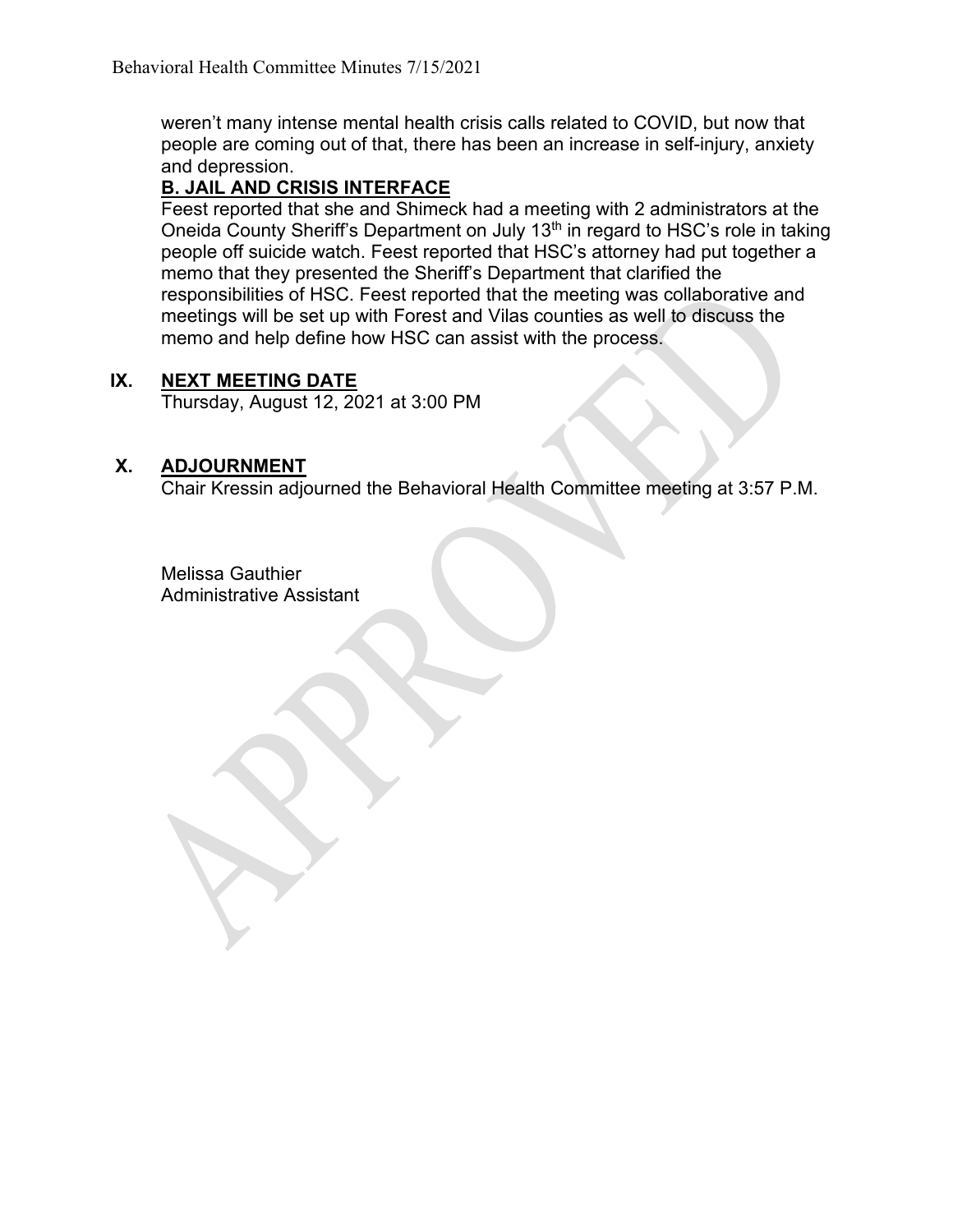weren't many intense mental health crisis calls related to COVID, but now that people are coming out of that, there has been an increase in self-injury, anxiety and depression.

**B. JAIL AND CRISIS INTERFACE**

Feest reported that she and Shimeck had a meeting with 2 administrators at the Oneida County Sheriff's Department on July 13th in regard to HSC's role in taking people off suicide watch. Feest reported that HSC's attorney had put together a memo that they presented the Sheriff's Department that clarified the responsibilities of HSC. Feest reported that the meeting was collaborative and meetings will be set up with Forest and Vilas counties as well to discuss the memo and help define how HSC can assist with the process.

## IX. NEXT MEETING DATE

Thursday, August 12, 2021 at 3:00 PM

## X. ADJOURNMENT

Chair Kressin adjourned the Behavioral Health Committee meeting at 3:57 P.M.

Melissa Gauthier
Administrative Assistant

APPROVED